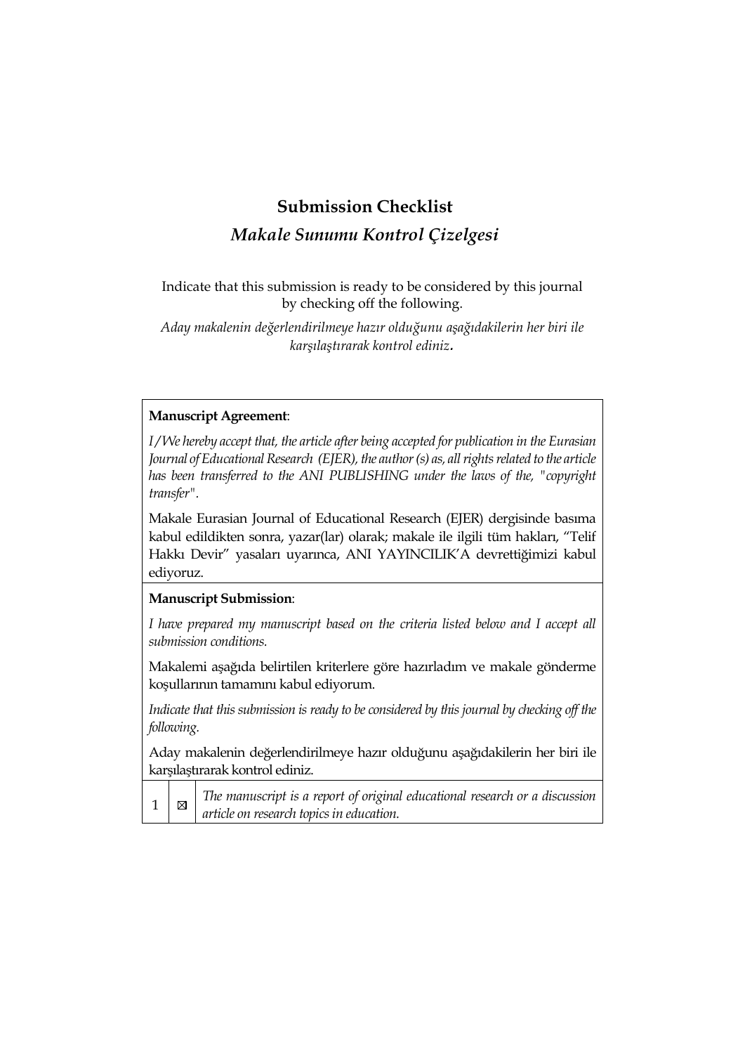# Submission Checklist

## *Makale Sunumu Kontrol Çizelgesi*

Indicate that this submission is ready to be considered by this journal by checking off the following.

*Aday makalenin değerlendirilmeye hazır olduğunu aşağıdakilerin her biri ile karşılaştırarak kontrol ediniz.*

**Manuscript Agreement**:

*I/We hereby accept that, the article after being accepted for publication in the Eurasian Journal of Educational Research (EJER), the author (s) as, all rights related to the article has been transferred to the ANI PUBLISHING under the laws of the, "copyright transfer".*

Makale Eurasian Journal of Educational Research (EJER) dergisinde basıma kabul edildikten sonra, yazar(lar) olarak; makale ile ilgili tüm hakları, "Telif Hakkı Devir" yasaları uyarınca, ANI YAYINCILIK'A devrettiğimizi kabul ediyoruz.

**Manuscript Submission**:

*I have prepared my manuscript based on the criteria listed below and I accept all submission conditions.*

Makalemi aşağıda belirtilen kriterlere göre hazırladım ve makale gönderme koşullarının tamamını kabul ediyorum.

*Indicate that this submission is ready to be considered by this journal by checking off the following.*

Aday makalenin değerlendirilmeye hazır olduğunu aşağıdakilerin her biri ile karşılaştırarak kontrol ediniz.

| | | |
|---|---|---|
| 1 | ☒ | *The manuscript is a report of original educational research or a discussion article on research topics in education.* |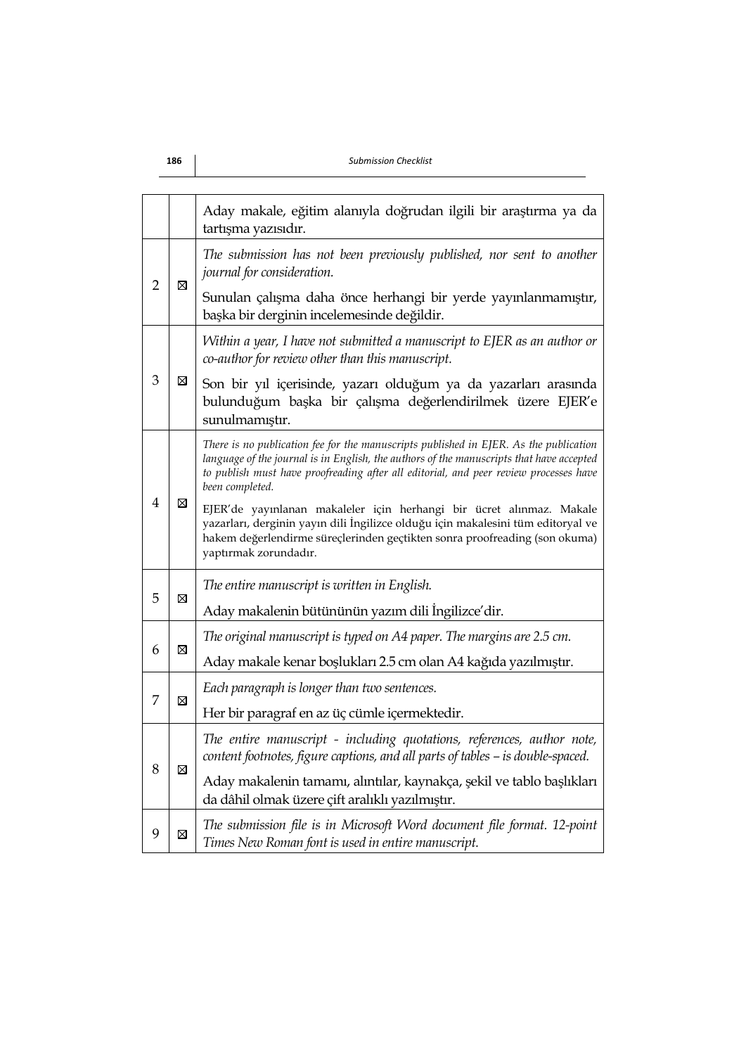|  |  |  |
|---|---|---|
|  |  | Aday makale, eğitim alanıyla doğrudan ilgili bir araştırma ya da tartışma yazısıdır. |
| 2 | ☒ | *The submission has not been previously published, nor sent to another journal for consideration.*<br><br>Sunulan çalışma daha önce herhangi bir yerde yayınlanmamıştır, başka bir derginin incelemesinde değildir. |
| 3 | ☒ | *Within a year, I have not submitted a manuscript to EJER as an author or co-author for review other than this manuscript.*<br><br>Son bir yıl içerisinde, yazarı olduğum ya da yazarları arasında bulunduğum başka bir çalışma değerlendirilmek üzere EJER'e sunulmamıştır. |
| 4 | ☒ | *There is no publication fee for the manuscripts published in EJER. As the publication language of the journal is in English, the authors of the manuscripts that have accepted to publish must have proofreading after all editorial, and peer review processes have been completed.*<br><br>EJER'de yayınlanan makaleler için herhangi bir ücret alınmaz. Makale yazarları, derginin yayın dili İngilizce olduğu için makalesini tüm editoryal ve hakem değerlendirme süreçlerinden geçtikten sonra proofreading (son okuma) yaptırmak zorundadır. |
| 5 | ☒ | *The entire manuscript is written in English.*<br><br>Aday makalenin bütününün yazım dili İngilizce'dir. |
| 6 | ☒ | *The original manuscript is typed on A4 paper. The margins are 2.5 cm.*<br><br>Aday makale kenar boşlukları 2.5 cm olan A4 kağıda yazılmıştır. |
| 7 | ☒ | *Each paragraph is longer than two sentences.*<br><br>Her bir paragraf en az üç cümle içermektedir. |
| 8 | ☒ | *The entire manuscript - including quotations, references, author note, content footnotes, figure captions, and all parts of tables – is double-spaced.*<br><br>Aday makalenin tamamı, alıntılar, kaynakça, şekil ve tablo başlıkları da dâhil olmak üzere çift aralıklı yazılmıştır. |
| 9 | ☒ | *The submission file is in Microsoft Word document file format. 12-point Times New Roman font is used in entire manuscript.* |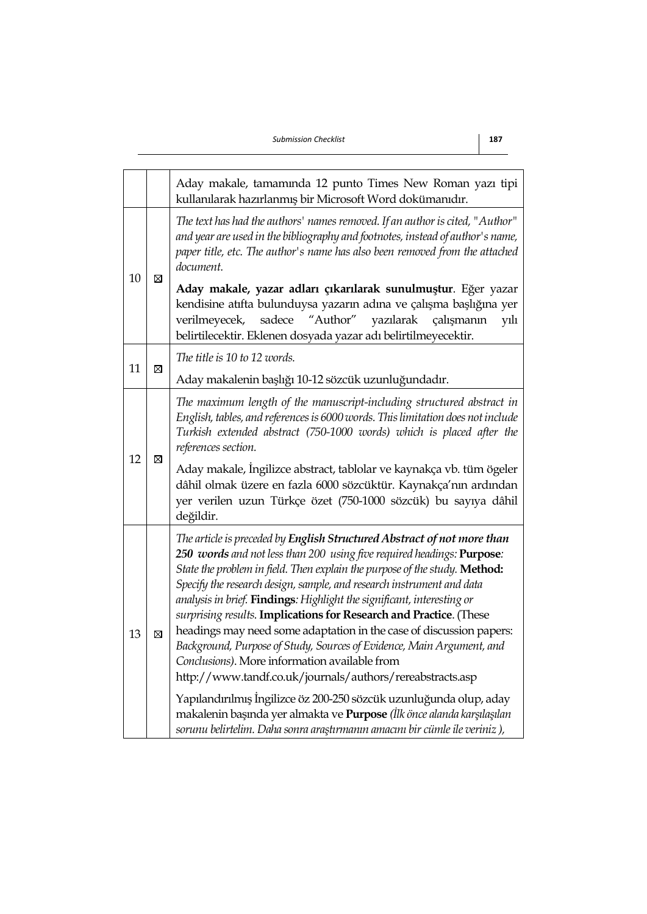|  |  |  |
|---|---|---|
|  |  | Aday makale, tamamında 12 punto Times New Roman yazı tipi kullanılarak hazırlanmış bir Microsoft Word dokümanıdır. |
| 10 | ☒ | *The text has had the authors' names removed. If an author is cited, "Author" and year are used in the bibliography and footnotes, instead of author's name, paper title, etc. The author's name has also been removed from the attached document.*<br><br>**Aday makale, yazar adları çıkarılarak sunulmuştur**. Eğer yazar kendisine atıfta bulunduysa yazarın adına ve çalışma başlığına yer verilmeyecek, sadece "Author" yazılarak çalışmanın yılı belirtilecektir. Eklenen dosyada yazar adı belirtilmeyecektir. |
| 11 | ☒ | *The title is 10 to 12 words.*<br><br>Aday makalenin başlığı 10-12 sözcük uzunluğundadır. |
| 12 | ☒ | *The maximum length of the manuscript-including structured abstract in English, tables, and references is 6000 words. This limitation does not include Turkish extended abstract (750-1000 words) which is placed after the references section.*<br><br>Aday makale, İngilizce abstract, tablolar ve kaynakça vb. tüm ögeler dâhil olmak üzere en fazla 6000 sözcüktür. Kaynakça'nın ardından yer verilen uzun Türkçe özet (750-1000 sözcük) bu sayıya dâhil değildir. |
| 13 | ☒ | *The article is preceded by* ***English Structured Abstract of not more than 250 words*** *and not less than 200 using five required headings:* **Purpose***: State the problem in field. Then explain the purpose of the study.* **Method:** *Specify the research design, sample, and research instrument and data analysis in brief.* **Findings***: Highlight the significant, interesting or surprising results.* **Implications for Research and Practice**. (These headings may need some adaptation in the case of discussion papers: *Background, Purpose of Study, Sources of Evidence, Main Argument, and Conclusions)*. More information available from http://www.tandf.co.uk/journals/authors/rereabstracts.asp<br><br>Yapılandırılmış İngilizce öz 200-250 sözcük uzunluğunda olup, aday makalenin başında yer almakta ve **Purpose** *(İlk önce alanda karşılaşılan sorunu belirtelim. Daha sonra araştırmanın amacını bir cümle ile veriniz ),* |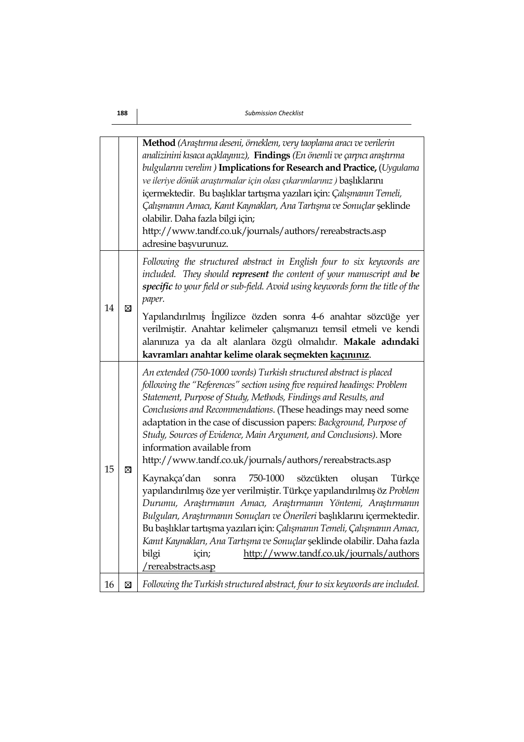| | | |
|---|---|---|
| | | **Method** *(Araştırma deseni, örneklem, very taoplama aracı ve verilerin analizinini kısaca açıklayınız),* **Findings** *(En önemli ve çarpıcı araştırma bulgularını verelim )* **Implications for Research and Practice,** (*Uygulama ve ileriye dönük araştırmalar için olası çıkarımlarınız )* başlıklarını içermektedir. Bu başlıklar tartışma yazıları için: *Çalışmanın Temeli, Çalışmanın Amacı, Kanıt Kaynakları, Ana Tartışma ve Sonuçlar* şeklinde olabilir. Daha fazla bilgi için; http://www.tandf.co.uk/journals/authors/rereabstracts.asp adresine başvurunuz. |
| 14 | ☒ | *Following the structured abstract in English four to six keywords are included. They should* ***represent*** *the content of your manuscript and* ***be specific*** *to your field or sub-field. Avoid using keywords form the title of the paper.* <br> Yapılandırılmış İngilizce özden sonra 4-6 anahtar sözcüğe yer verilmiştir. Anahtar kelimeler çalışmanızı temsil etmeli ve kendi alanınıza ya da alt alanlara özgü olmalıdır. **Makale adındaki kavramları anahtar kelime olarak seçmekten <u>kaçınınız</u>**. |
| 15 | ☒ | *An extended (750-1000 words) Turkish structured abstract is placed following the "References" section using five required headings: Problem Statement, Purpose of Study, Methods, Findings and Results, and Conclusions and Recommendations*. (These headings may need some adaptation in the case of discussion papers: *Background, Purpose of Study, Sources of Evidence, Main Argument, and Conclusions)*. More information available from http://www.tandf.co.uk/journals/authors/rereabstracts.asp <br> Kaynakça'dan sonra 750-1000 sözcükten oluşan Türkçe yapılandırılmış öze yer verilmiştir. Türkçe yapılandırılmış öz *Problem Durumu, Araştırmanın Amacı, Araştırmanın Yöntemi, Araştırmanın Bulguları, Araştırmanın Sonuçları ve Önerileri* başlıklarını içermektedir. Bu başlıklar tartışma yazıları için: *Çalışmanın Temeli, Çalışmanın Amacı, Kanıt Kaynakları, Ana Tartışma ve Sonuçlar* şeklinde olabilir. Daha fazla bilgi için; <u>http://www.tandf.co.uk/journals/authors /rereabstracts.asp</u> |
| 16 | ☒ | *Following the Turkish structured abstract, four to six keywords are included.* |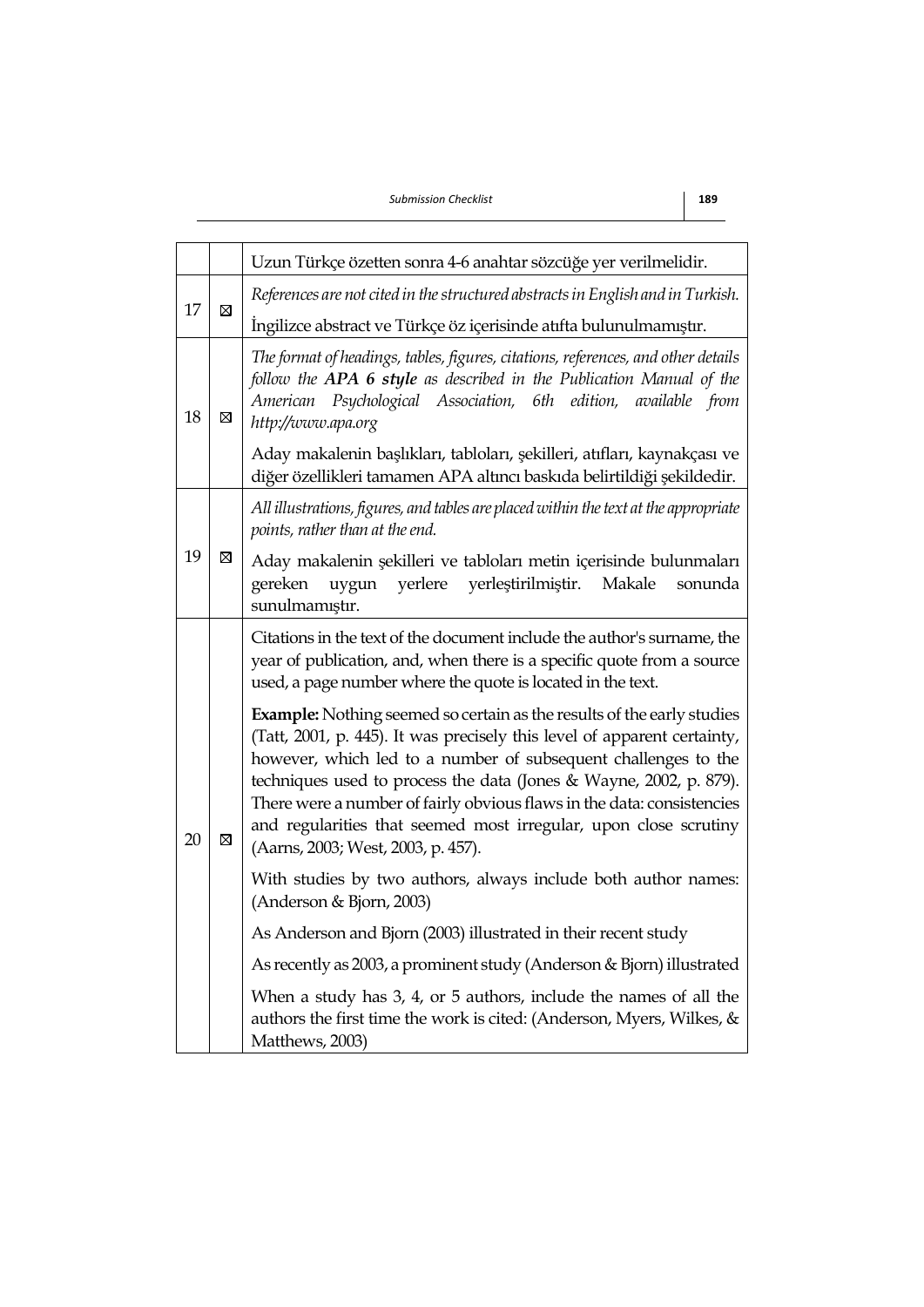|  |  |  |
| --- | --- | --- |
|  |  | Uzun Türkçe özetten sonra 4-6 anahtar sözcüğe yer verilmelidir. |
| 17 | ☒ | *References are not cited in the structured abstracts in English and in Turkish.*<br><br>İngilizce abstract ve Türkçe öz içerisinde atıfta bulunulmamıştır. |
| 18 | ☒ | *The format of headings, tables, figures, citations, references, and other details follow the* ***APA 6 style*** *as described in the Publication Manual of the American Psychological Association, 6th edition, available from http://www.apa.org*<br><br>Aday makalenin başlıkları, tabloları, şekilleri, atıfları, kaynakçası ve diğer özellikleri tamamen APA altıncı baskıda belirtildiği şekildedir. |
| 19 | ☒ | *All illustrations, figures, and tables are placed within the text at the appropriate points, rather than at the end.*<br><br>Aday makalenin şekilleri ve tabloları metin içerisinde bulunmaları gereken uygun yerlere yerleştirilmiştir. Makale sonunda sunulmamıştır. |
| 20 | ☒ | Citations in the text of the document include the author's surname, the year of publication, and, when there is a specific quote from a source used, a page number where the quote is located in the text.<br><br>**Example:** Nothing seemed so certain as the results of the early studies (Tatt, 2001, p. 445). It was precisely this level of apparent certainty, however, which led to a number of subsequent challenges to the techniques used to process the data (Jones & Wayne, 2002, p. 879). There were a number of fairly obvious flaws in the data: consistencies and regularities that seemed most irregular, upon close scrutiny (Aarns, 2003; West, 2003, p. 457).<br><br>With studies by two authors, always include both author names: (Anderson & Bjorn, 2003)<br><br>As Anderson and Bjorn (2003) illustrated in their recent study<br><br>As recently as 2003, a prominent study (Anderson & Bjorn) illustrated<br><br>When a study has 3, 4, or 5 authors, include the names of all the authors the first time the work is cited: (Anderson, Myers, Wilkes, & Matthews, 2003) |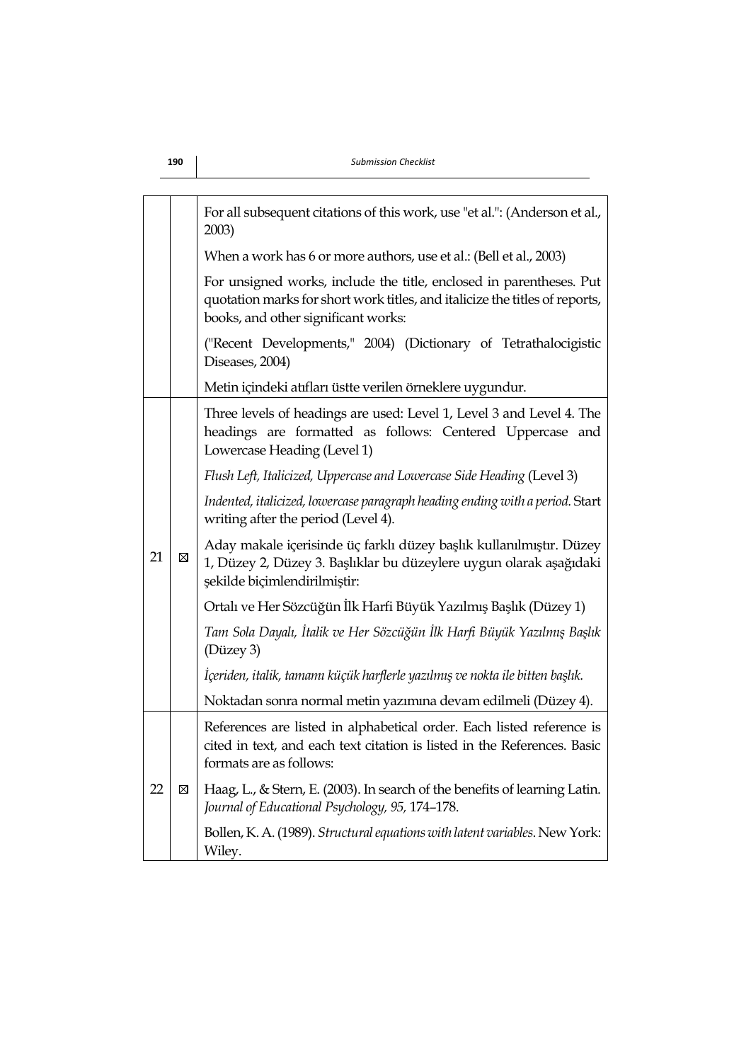|  |  |  |
|---|---|---|
|  |  | For all subsequent citations of this work, use "et al.": (Anderson et al., 2003)<br><br>When a work has 6 or more authors, use et al.: (Bell et al., 2003)<br><br>For unsigned works, include the title, enclosed in parentheses. Put quotation marks for short work titles, and italicize the titles of reports, books, and other significant works:<br><br>("Recent Developments," 2004) (Dictionary of Tetrathalocigistic Diseases, 2004)<br><br>Metin içindeki atıfları üstte verilen örneklere uygundur. |
| 21 | ☒ | Three levels of headings are used: Level 1, Level 3 and Level 4. The headings are formatted as follows: Centered Uppercase and Lowercase Heading (Level 1)<br><br>*Flush Left, Italicized, Uppercase and Lowercase Side Heading* (Level 3)<br><br>*Indented, italicized, lowercase paragraph heading ending with a period.* Start writing after the period (Level 4).<br><br>Aday makale içerisinde üç farklı düzey başlık kullanılmıştır. Düzey 1, Düzey 2, Düzey 3. Başlıklar bu düzeylere uygun olarak aşağıdaki şekilde biçimlendirilmiştir:<br><br>Ortalı ve Her Sözcüğün İlk Harfi Büyük Yazılmış Başlık (Düzey 1)<br><br>*Tam Sola Dayalı, İtalik ve Her Sözcüğün İlk Harfi Büyük Yazılmış Başlık* (Düzey 3)<br><br>*İçeriden, italik, tamamı küçük harflerle yazılmış ve nokta ile bitten başlık.*<br><br>Noktadan sonra normal metin yazımına devam edilmeli (Düzey 4). |
| 22 | ☒ | References are listed in alphabetical order. Each listed reference is cited in text, and each text citation is listed in the References. Basic formats are as follows:<br><br>Haag, L., & Stern, E. (2003). In search of the benefits of learning Latin. *Journal of Educational Psychology, 95,* 174–178.<br><br>Bollen, K. A. (1989). *Structural equations with latent variables*. New York: Wiley. |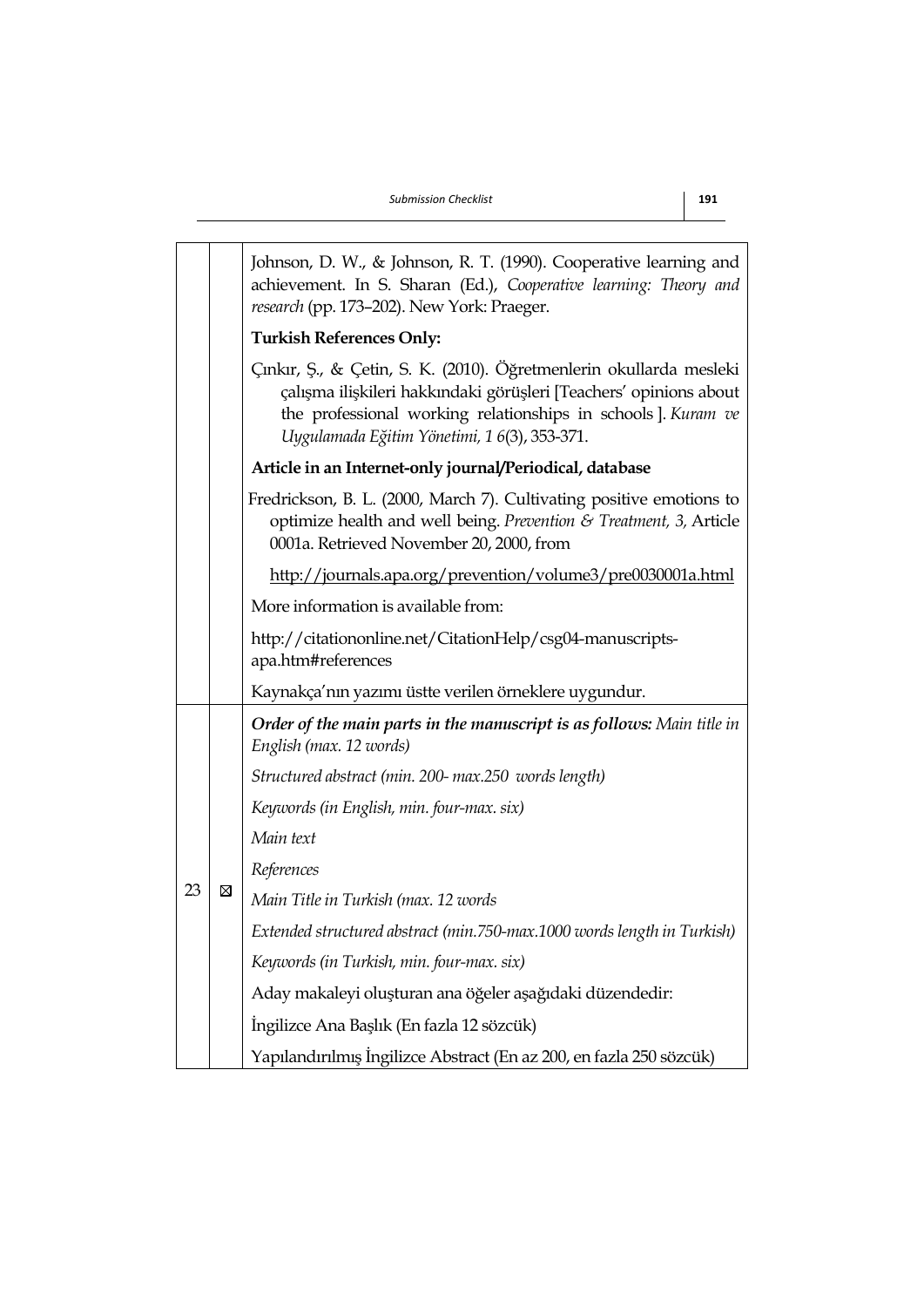| | | |
|---|---|---|
| | | Johnson, D. W., & Johnson, R. T. (1990). Cooperative learning and achievement. In S. Sharan (Ed.), *Cooperative learning: Theory and research* (pp. 173–202). New York: Praeger.<br><br>**Turkish References Only:**<br><br>Çınkır, Ş., & Çetin, S. K. (2010). Öğretmenlerin okullarda mesleki çalışma ilişkileri hakkındaki görüşleri [Teachers' opinions about the professional working relationships in schools ]. *Kuram ve Uygulamada Eğitim Yönetimi, 1 6*(3), 353-371.<br><br>**Article in an Internet-only journal/Periodical, database**<br><br>Fredrickson, B. L. (2000, March 7). Cultivating positive emotions to optimize health and well being. *Prevention & Treatment, 3,* Article 0001a. Retrieved November 20, 2000, from<br><br>http://journals.apa.org/prevention/volume3/pre0030001a.html<br><br>More information is available from:<br><br>http://citationonline.net/CitationHelp/csg04-manuscripts-apa.htm#references<br><br>Kaynakça'nın yazımı üstte verilen örneklere uygundur. |
| 23 | ☒ | ***Order of the main parts in the manuscript is as follows:*** *Main title in English (max. 12 words)*<br><br>*Structured abstract (min. 200- max.250 words length)*<br><br>*Keywords (in English, min. four-max. six)*<br><br>*Main text*<br><br>*References*<br><br>*Main Title in Turkish (max. 12 words*<br><br>*Extended structured abstract (min.750-max.1000 words length in Turkish)*<br><br>*Keywords (in Turkish, min. four-max. six)*<br><br>Aday makaleyi oluşturan ana öğeler aşağıdaki düzendedir:<br><br>İngilizce Ana Başlık (En fazla 12 sözcük)<br><br>Yapılandırılmış İngilizce Abstract (En az 200, en fazla 250 sözcük) |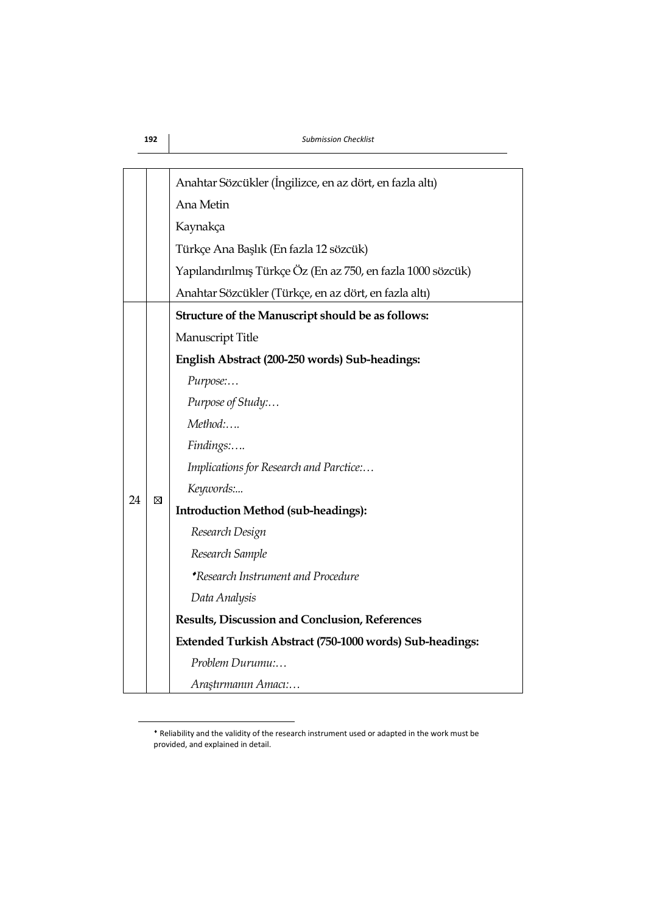| | | |
|---|---|---|
| | | Anahtar Sözcükler (İngilizce, en az dört, en fazla altı)<br>Ana Metin<br>Kaynakça<br>Türkçe Ana Başlık (En fazla 12 sözcük)<br>Yapılandırılmış Türkçe Öz (En az 750, en fazla 1000 sözcük)<br>Anahtar Sözcükler (Türkçe, en az dört, en fazla altı) |
| 24 | ☒ | **Structure of the Manuscript should be as follows:**<br>Manuscript Title<br>**English Abstract (200-250 words) Sub-headings:**<br>*Purpose:…*<br>*Purpose of Study:…*<br>*Method:….*<br>*Findings:….*<br>*Implications for Research and Parctice:…*<br>*Keywords:...*<br>**Introduction Method (sub-headings):**<br>*Research Design*<br>*Research Sample*<br>*♦Research Instrument and Procedure*<br>*Data Analysis*<br>**Results, Discussion and Conclusion, References**<br>**Extended Turkish Abstract (750-1000 words) Sub-headings:**<br>*Problem Durumu:…*<br>*Araştırmanın Amacı:…* |

♦ Reliability and the validity of the research instrument used or adapted in the work must be provided, and explained in detail.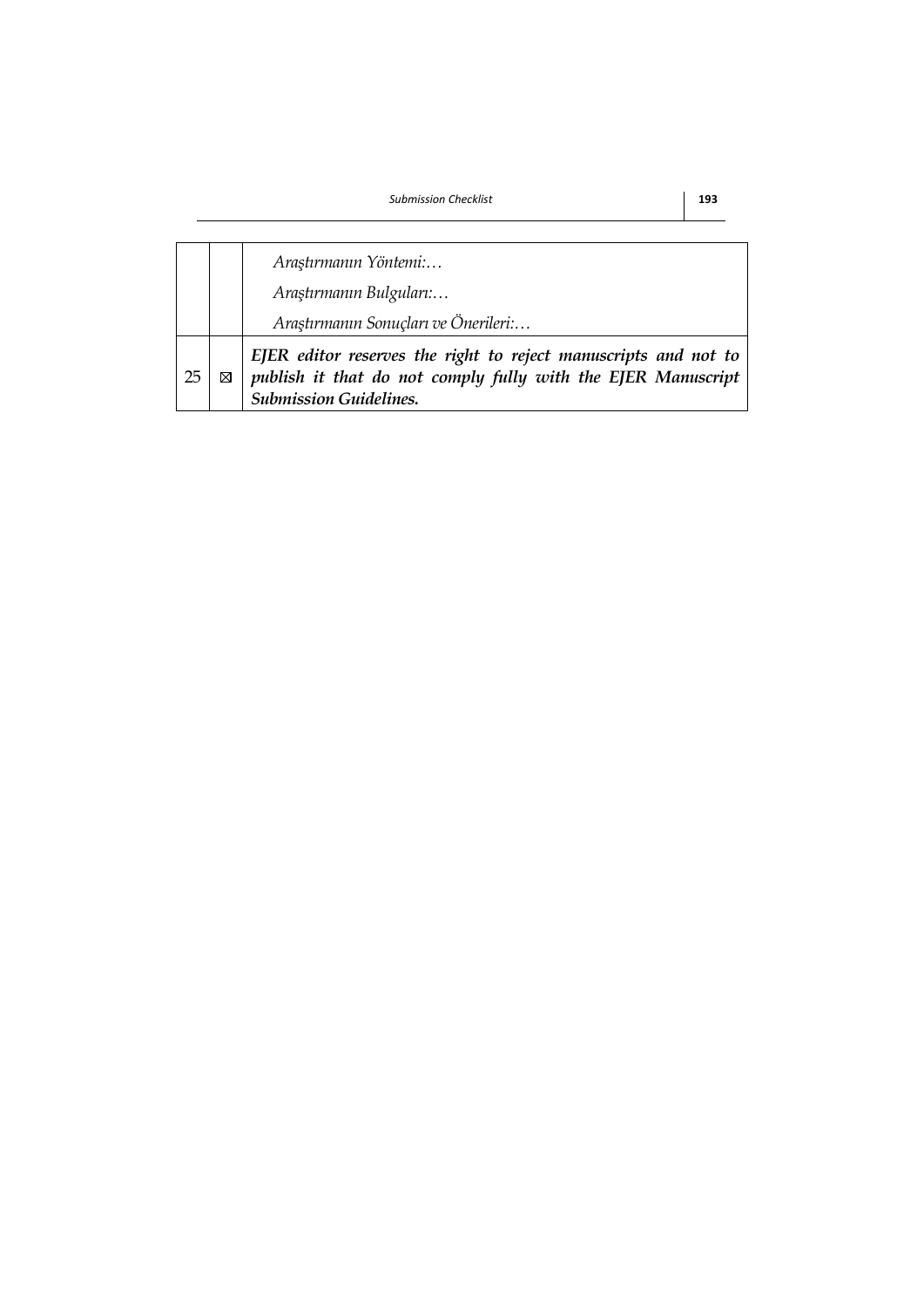|  |  |  |
|---|---|---|
|  |  | *Araştırmanın Yöntemi:…*<br>*Araştırmanın Bulguları:…*<br>*Araştırmanın Sonuçları ve Önerileri:…* |
| 25 | ☒ | ***EJER editor reserves the right to reject manuscripts and not to publish it that do not comply fully with the EJER Manuscript Submission Guidelines.*** |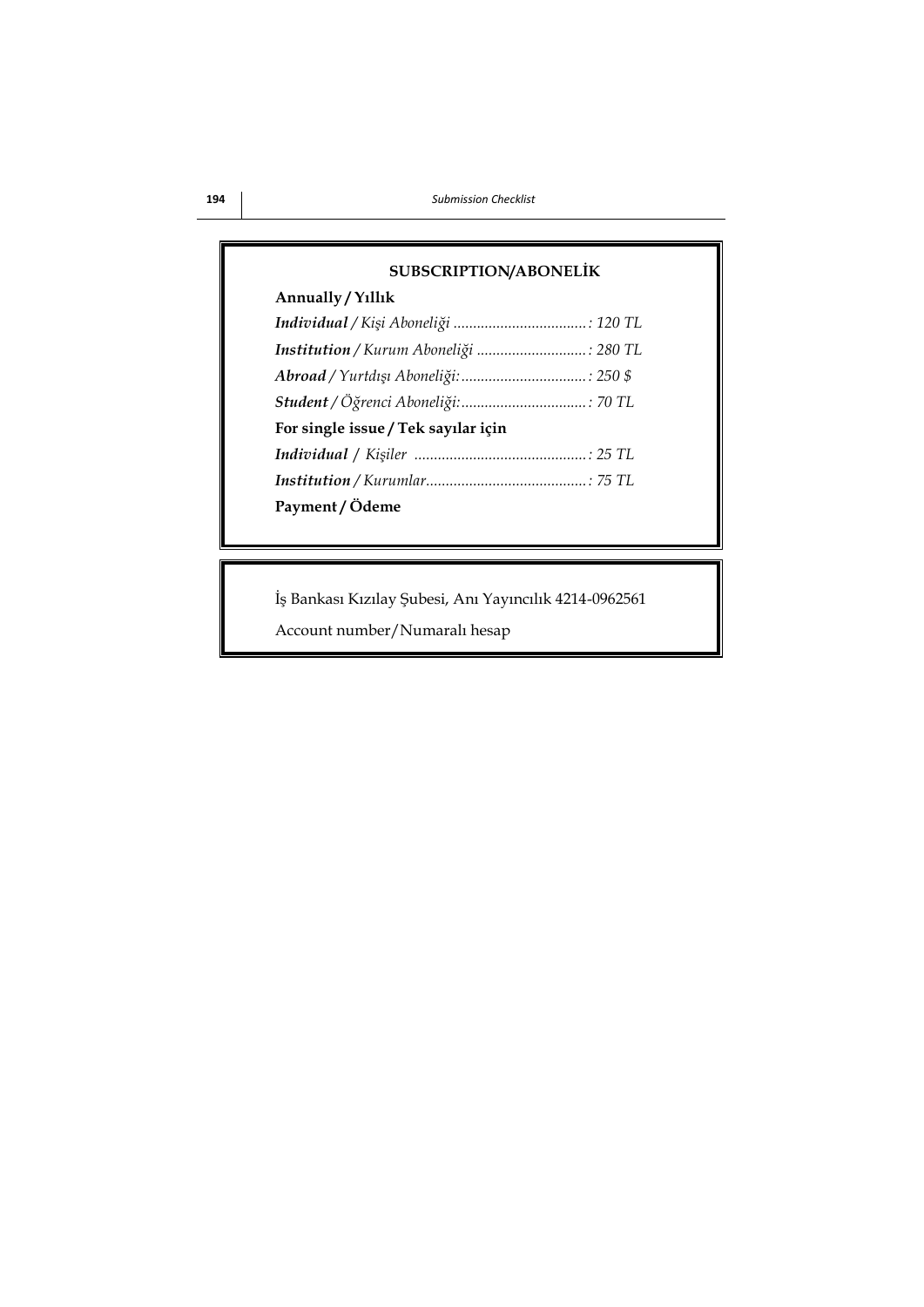## SUBSCRIPTION/ABONELİK

**Annually / Yıllık**

***Individual*** */ Kişi Aboneliği ..................................: 120 TL*

***Institution*** */ Kurum Aboneliği ............................: 280 TL*

***Abroad*** */ Yurtdışı Aboneliği:................................: 250 $*

***Student*** */ Öğrenci Aboneliği:................................: 70 TL*

**For single issue / Tek sayılar için**

***Individual*** */ Kişiler ............................................: 25 TL*

***Institution*** */ Kurumlar.........................................: 75 TL*

**Payment / Ödeme**

İş Bankası Kızılay Şubesi, Anı Yayıncılık 4214-0962561

Account number/Numaralı hesap